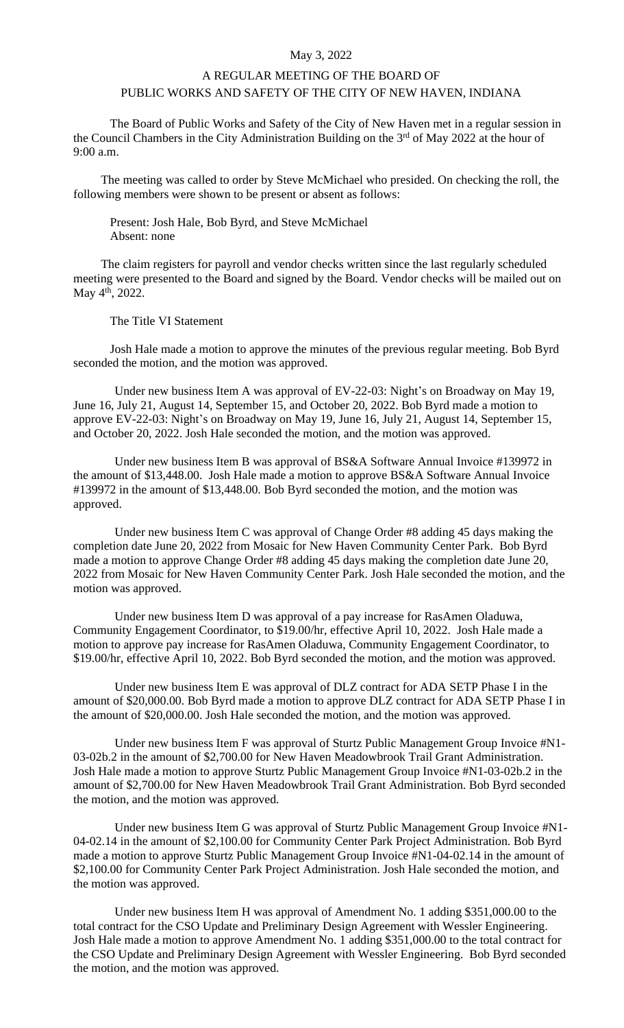May 3, 2022

# A REGULAR MEETING OF THE BOARD OF PUBLIC WORKS AND SAFETY OF THE CITY OF NEW HAVEN, INDIANA

The Board of Public Works and Safety of the City of New Haven met in a regular session in the Council Chambers in the City Administration Building on the 3rd of May 2022 at the hour of 9:00 a.m.

The meeting was called to order by Steve McMichael who presided. On checking the roll, the following members were shown to be present or absent as follows:

Present: Josh Hale, Bob Byrd, and Steve McMichael
Absent: none

The claim registers for payroll and vendor checks written since the last regularly scheduled meeting were presented to the Board and signed by the Board. Vendor checks will be mailed out on May 4th, 2022.

The Title VI Statement

Josh Hale made a motion to approve the minutes of the previous regular meeting. Bob Byrd seconded the motion, and the motion was approved.

Under new business Item A was approval of EV-22-03: Night's on Broadway on May 19, June 16, July 21, August 14, September 15, and October 20, 2022. Bob Byrd made a motion to approve EV-22-03: Night's on Broadway on May 19, June 16, July 21, August 14, September 15, and October 20, 2022. Josh Hale seconded the motion, and the motion was approved.

Under new business Item B was approval of BS&A Software Annual Invoice #139972 in the amount of $13,448.00. Josh Hale made a motion to approve BS&A Software Annual Invoice #139972 in the amount of $13,448.00. Bob Byrd seconded the motion, and the motion was approved.

Under new business Item C was approval of Change Order #8 adding 45 days making the completion date June 20, 2022 from Mosaic for New Haven Community Center Park. Bob Byrd made a motion to approve Change Order #8 adding 45 days making the completion date June 20, 2022 from Mosaic for New Haven Community Center Park. Josh Hale seconded the motion, and the motion was approved.

Under new business Item D was approval of a pay increase for RasAmen Oladuwa, Community Engagement Coordinator, to $19.00/hr, effective April 10, 2022. Josh Hale made a motion to approve pay increase for RasAmen Oladuwa, Community Engagement Coordinator, to $19.00/hr, effective April 10, 2022. Bob Byrd seconded the motion, and the motion was approved.

Under new business Item E was approval of DLZ contract for ADA SETP Phase I in the amount of $20,000.00. Bob Byrd made a motion to approve DLZ contract for ADA SETP Phase I in the amount of $20,000.00. Josh Hale seconded the motion, and the motion was approved.

Under new business Item F was approval of Sturtz Public Management Group Invoice #N1-03-02b.2 in the amount of $2,700.00 for New Haven Meadowbrook Trail Grant Administration. Josh Hale made a motion to approve Sturtz Public Management Group Invoice #N1-03-02b.2 in the amount of $2,700.00 for New Haven Meadowbrook Trail Grant Administration. Bob Byrd seconded the motion, and the motion was approved.

Under new business Item G was approval of Sturtz Public Management Group Invoice #N1-04-02.14 in the amount of $2,100.00 for Community Center Park Project Administration. Bob Byrd made a motion to approve Sturtz Public Management Group Invoice #N1-04-02.14 in the amount of $2,100.00 for Community Center Park Project Administration. Josh Hale seconded the motion, and the motion was approved.

Under new business Item H was approval of Amendment No. 1 adding $351,000.00 to the total contract for the CSO Update and Preliminary Design Agreement with Wessler Engineering. Josh Hale made a motion to approve Amendment No. 1 adding $351,000.00 to the total contract for the CSO Update and Preliminary Design Agreement with Wessler Engineering. Bob Byrd seconded the motion, and the motion was approved.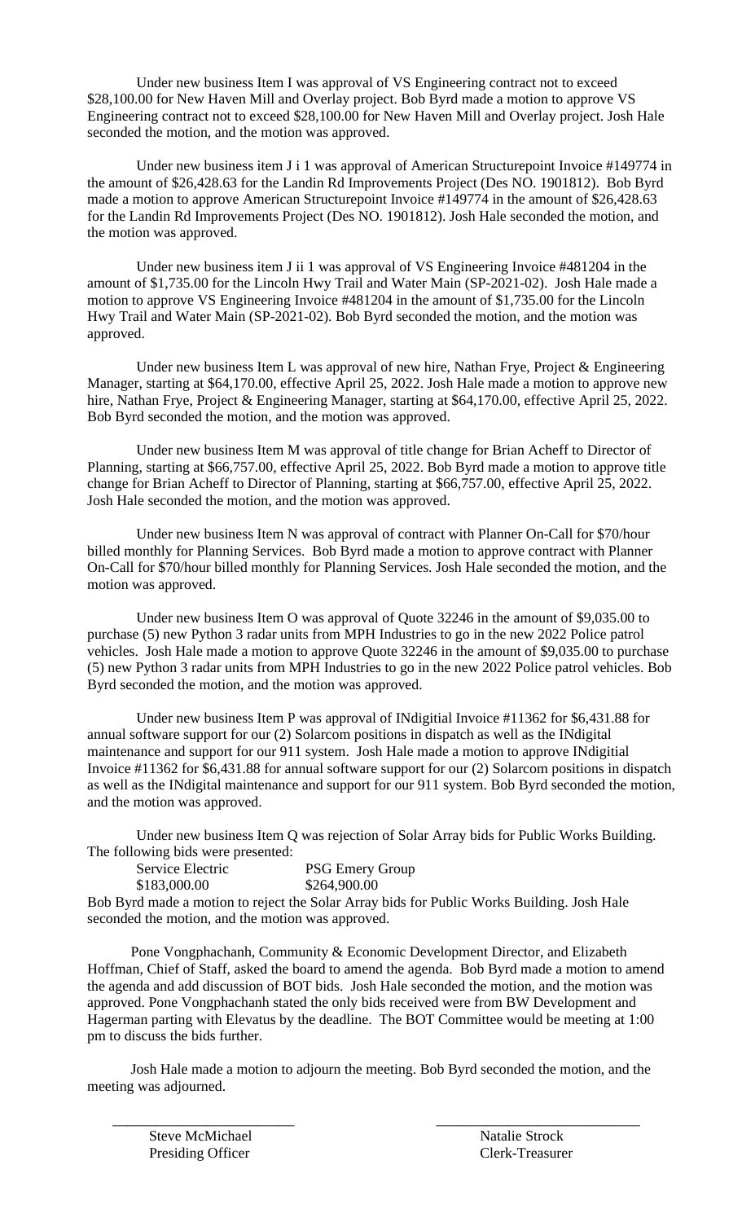Under new business Item I was approval of VS Engineering contract not to exceed $28,100.00 for New Haven Mill and Overlay project. Bob Byrd made a motion to approve VS Engineering contract not to exceed $28,100.00 for New Haven Mill and Overlay project. Josh Hale seconded the motion, and the motion was approved.

Under new business item J i 1 was approval of American Structurepoint Invoice #149774 in the amount of $26,428.63 for the Landin Rd Improvements Project (Des NO. 1901812). Bob Byrd made a motion to approve American Structurepoint Invoice #149774 in the amount of $26,428.63 for the Landin Rd Improvements Project (Des NO. 1901812). Josh Hale seconded the motion, and the motion was approved.

Under new business item J ii 1 was approval of VS Engineering Invoice #481204 in the amount of $1,735.00 for the Lincoln Hwy Trail and Water Main (SP-2021-02). Josh Hale made a motion to approve VS Engineering Invoice #481204 in the amount of $1,735.00 for the Lincoln Hwy Trail and Water Main (SP-2021-02). Bob Byrd seconded the motion, and the motion was approved.

Under new business Item L was approval of new hire, Nathan Frye, Project & Engineering Manager, starting at $64,170.00, effective April 25, 2022. Josh Hale made a motion to approve new hire, Nathan Frye, Project & Engineering Manager, starting at $64,170.00, effective April 25, 2022. Bob Byrd seconded the motion, and the motion was approved.

Under new business Item M was approval of title change for Brian Acheff to Director of Planning, starting at $66,757.00, effective April 25, 2022. Bob Byrd made a motion to approve title change for Brian Acheff to Director of Planning, starting at $66,757.00, effective April 25, 2022. Josh Hale seconded the motion, and the motion was approved.

Under new business Item N was approval of contract with Planner On-Call for $70/hour billed monthly for Planning Services. Bob Byrd made a motion to approve contract with Planner On-Call for $70/hour billed monthly for Planning Services. Josh Hale seconded the motion, and the motion was approved.

Under new business Item O was approval of Quote 32246 in the amount of $9,035.00 to purchase (5) new Python 3 radar units from MPH Industries to go in the new 2022 Police patrol vehicles. Josh Hale made a motion to approve Quote 32246 in the amount of $9,035.00 to purchase (5) new Python 3 radar units from MPH Industries to go in the new 2022 Police patrol vehicles. Bob Byrd seconded the motion, and the motion was approved.

Under new business Item P was approval of INdigitial Invoice #11362 for $6,431.88 for annual software support for our (2) Solarcom positions in dispatch as well as the INdigital maintenance and support for our 911 system. Josh Hale made a motion to approve INdigitial Invoice #11362 for $6,431.88 for annual software support for our (2) Solarcom positions in dispatch as well as the INdigital maintenance and support for our 911 system. Bob Byrd seconded the motion, and the motion was approved.

Under new business Item Q was rejection of Solar Array bids for Public Works Building. The following bids were presented:

| | |
|---|---|
| Service Electric | PSG Emery Group |
| $183,000.00 | $264,900.00 |

Bob Byrd made a motion to reject the Solar Array bids for Public Works Building. Josh Hale seconded the motion, and the motion was approved.

Pone Vongphachanh, Community & Economic Development Director, and Elizabeth Hoffman, Chief of Staff, asked the board to amend the agenda. Bob Byrd made a motion to amend the agenda and add discussion of BOT bids. Josh Hale seconded the motion, and the motion was approved. Pone Vongphachanh stated the only bids received were from BW Development and Hagerman parting with Elevatus by the deadline. The BOT Committee would be meeting at 1:00 pm to discuss the bids further.

Josh Hale made a motion to adjourn the meeting. Bob Byrd seconded the motion, and the meeting was adjourned.

\_\_\_\_\_\_\_\_\_\_\_\_\_\_\_\_\_\_\_\_\_\_\_\_\_\_ \_\_\_\_\_\_\_\_\_\_\_\_\_\_\_\_\_\_\_\_\_\_\_\_\_\_

Steve McMichael
Presiding Officer

Natalie Strock
Clerk-Treasurer